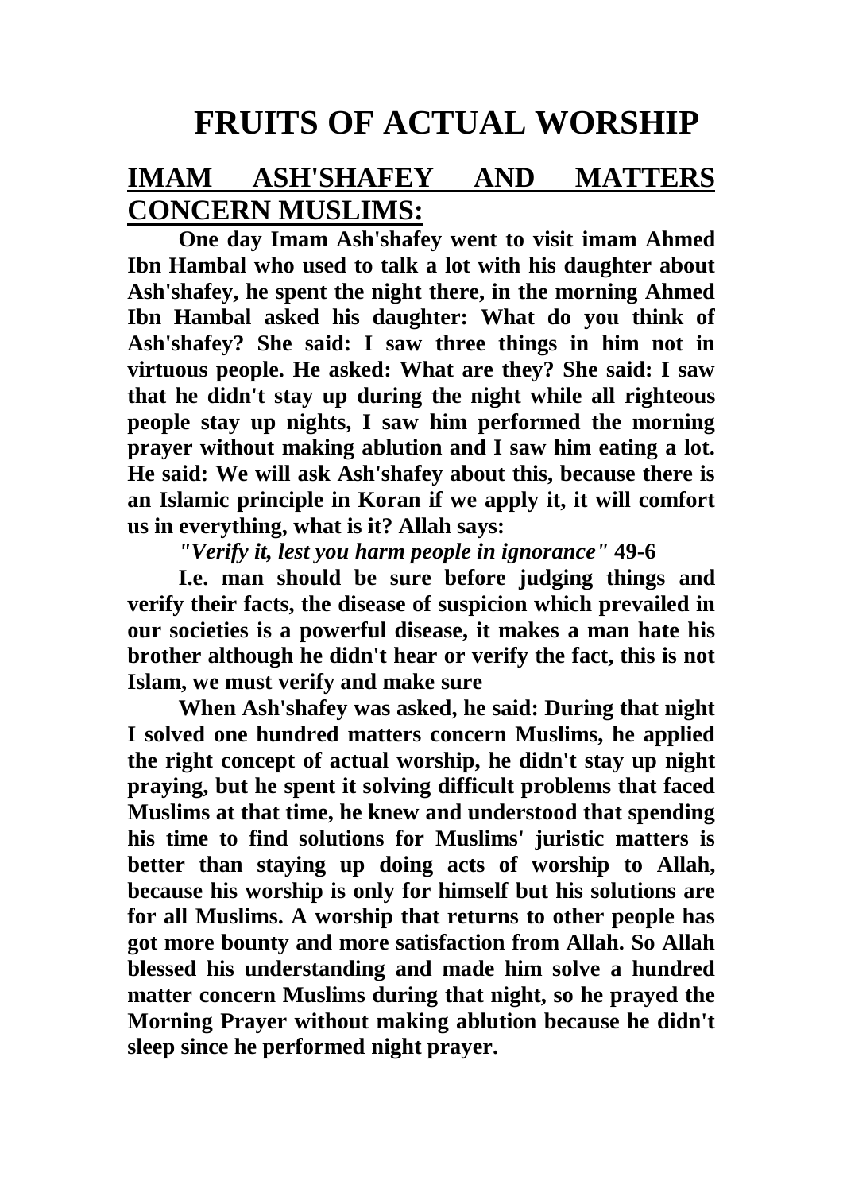# FRUITS OF ACTUAL WORSHIP

## IMAM ASH'SHAFEY AND MATTERS CONCERN MUSLIMS:

**One day Imam Ash'shafey went to visit imam Ahmed Ibn Hambal who used to talk a lot with his daughter about Ash'shafey, he spent the night there, in the morning Ahmed Ibn Hambal asked his daughter: What do you think of Ash'shafey? She said: I saw three things in him not in virtuous people. He asked: What are they? She said: I saw that he didn't stay up during the night while all righteous people stay up nights, I saw him performed the morning prayer without making ablution and I saw him eating a lot. He said: We will ask Ash'shafey about this, because there is an Islamic principle in Koran if we apply it, it will comfort us in everything, what is it? Allah says:**

***"Verify it, lest you harm people in ignorance"* 49-6**

**I.e. man should be sure before judging things and verify their facts, the disease of suspicion which prevailed in our societies is a powerful disease, it makes a man hate his brother although he didn't hear or verify the fact, this is not Islam, we must verify and make sure**

**When Ash'shafey was asked, he said: During that night I solved one hundred matters concern Muslims, he applied the right concept of actual worship, he didn't stay up night praying, but he spent it solving difficult problems that faced Muslims at that time, he knew and understood that spending his time to find solutions for Muslims' juristic matters is better than staying up doing acts of worship to Allah, because his worship is only for himself but his solutions are for all Muslims. A worship that returns to other people has got more bounty and more satisfaction from Allah. So Allah blessed his understanding and made him solve a hundred matter concern Muslims during that night, so he prayed the Morning Prayer without making ablution because he didn't sleep since he performed night prayer.**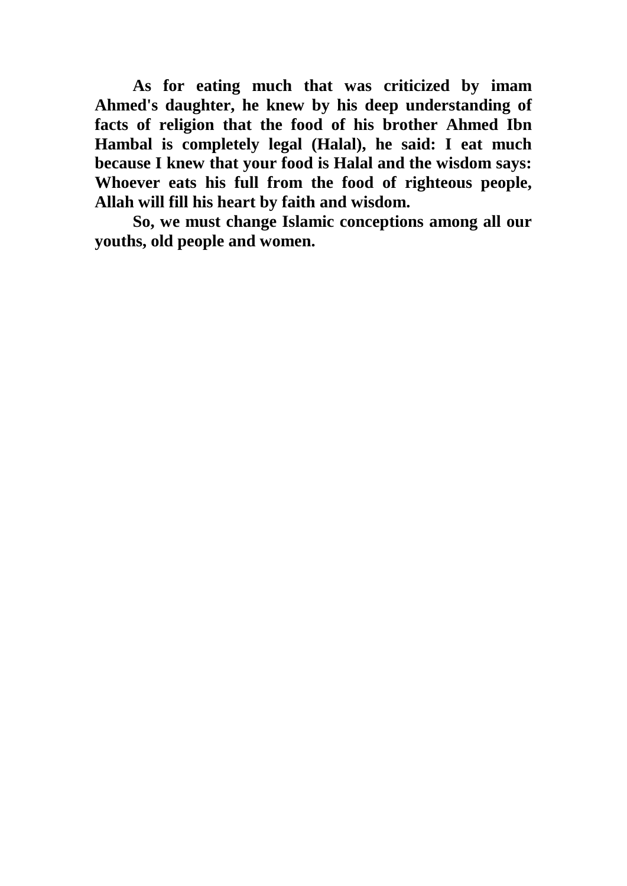**As for eating much that was criticized by imam Ahmed's daughter, he knew by his deep understanding of facts of religion that the food of his brother Ahmed Ibn Hambal is completely legal (Halal), he said: I eat much because I knew that your food is Halal and the wisdom says: Whoever eats his full from the food of righteous people, Allah will fill his heart by faith and wisdom.**

**So, we must change Islamic conceptions among all our youths, old people and women.**